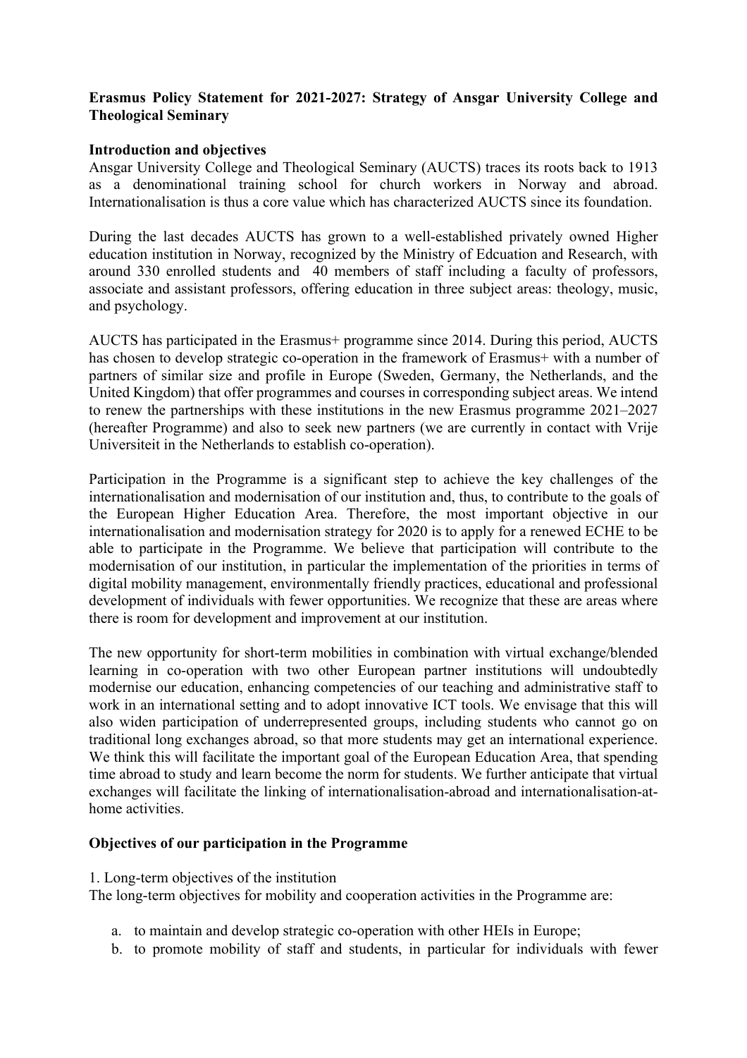**Erasmus Policy Statement for 2021-2027: Strategy of Ansgar University College and Theological Seminary**

**Introduction and objectives**

Ansgar University College and Theological Seminary (AUCTS) traces its roots back to 1913 as a denominational training school for church workers in Norway and abroad. Internationalisation is thus a core value which has characterized AUCTS since its foundation.

During the last decades AUCTS has grown to a well-established privately owned Higher education institution in Norway, recognized by the Ministry of Edcuation and Research, with around 330 enrolled students and 40 members of staff including a faculty of professors, associate and assistant professors, offering education in three subject areas: theology, music, and psychology.

AUCTS has participated in the Erasmus+ programme since 2014. During this period, AUCTS has chosen to develop strategic co-operation in the framework of Erasmus+ with a number of partners of similar size and profile in Europe (Sweden, Germany, the Netherlands, and the United Kingdom) that offer programmes and courses in corresponding subject areas. We intend to renew the partnerships with these institutions in the new Erasmus programme 2021–2027 (hereafter Programme) and also to seek new partners (we are currently in contact with Vrije Universiteit in the Netherlands to establish co-operation).

Participation in the Programme is a significant step to achieve the key challenges of the internationalisation and modernisation of our institution and, thus, to contribute to the goals of the European Higher Education Area. Therefore, the most important objective in our internationalisation and modernisation strategy for 2020 is to apply for a renewed ECHE to be able to participate in the Programme. We believe that participation will contribute to the modernisation of our institution, in particular the implementation of the priorities in terms of digital mobility management, environmentally friendly practices, educational and professional development of individuals with fewer opportunities. We recognize that these are areas where there is room for development and improvement at our institution.

The new opportunity for short-term mobilities in combination with virtual exchange/blended learning in co-operation with two other European partner institutions will undoubtedly modernise our education, enhancing competencies of our teaching and administrative staff to work in an international setting and to adopt innovative ICT tools. We envisage that this will also widen participation of underrepresented groups, including students who cannot go on traditional long exchanges abroad, so that more students may get an international experience. We think this will facilitate the important goal of the European Education Area, that spending time abroad to study and learn become the norm for students. We further anticipate that virtual exchanges will facilitate the linking of internationalisation-abroad and internationalisation-at-home activities.

**Objectives of our participation in the Programme**

1. Long-term objectives of the institution

The long-term objectives for mobility and cooperation activities in the Programme are:

a. to maintain and develop strategic co-operation with other HEIs in Europe;
b. to promote mobility of staff and students, in particular for individuals with fewer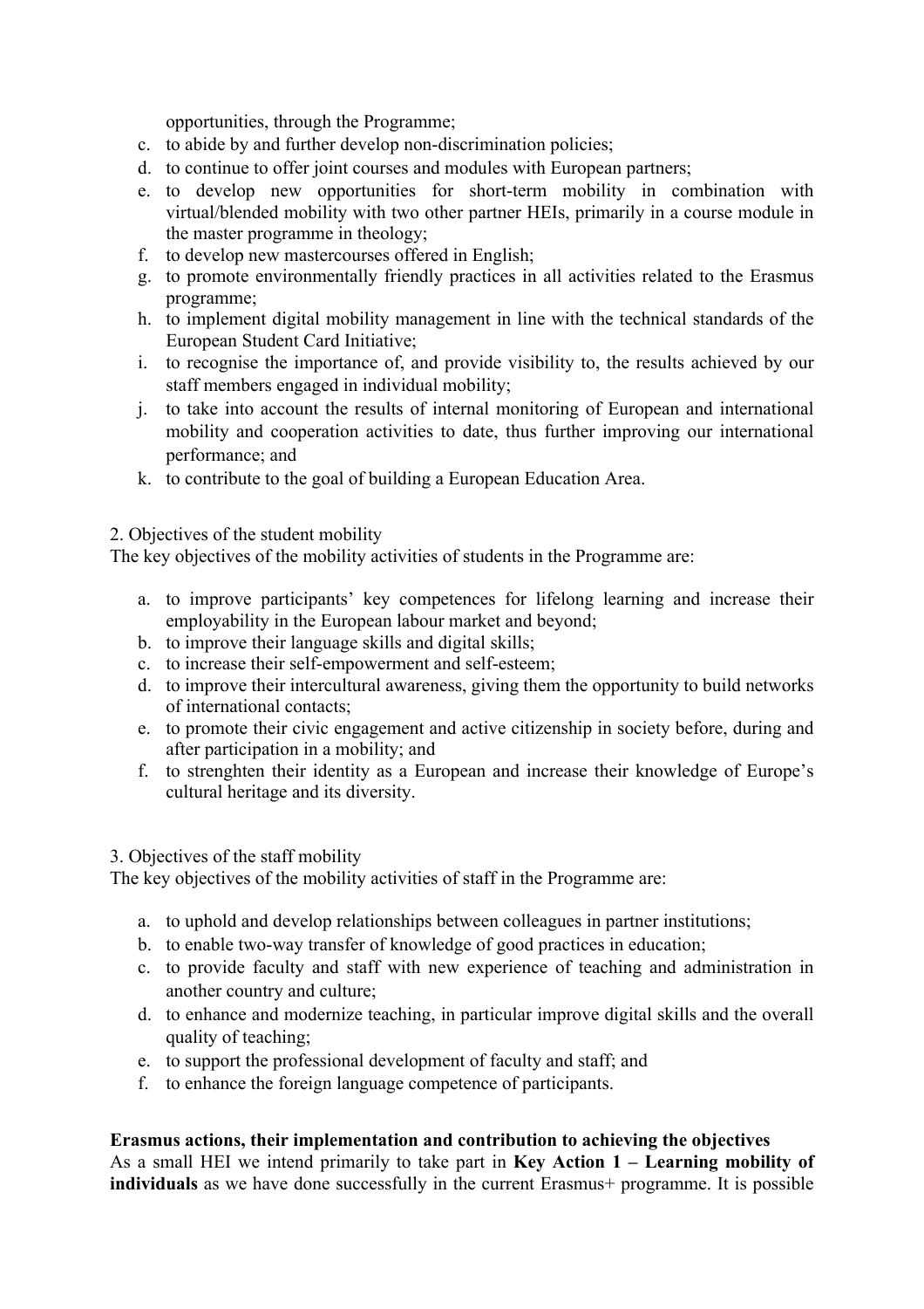opportunities, through the Programme;

c. to abide by and further develop non-discrimination policies;
d. to continue to offer joint courses and modules with European partners;
e. to develop new opportunities for short-term mobility in combination with virtual/blended mobility with two other partner HEIs, primarily in a course module in the master programme in theology;
f. to develop new mastercourses offered in English;
g. to promote environmentally friendly practices in all activities related to the Erasmus programme;
h. to implement digital mobility management in line with the technical standards of the European Student Card Initiative;
i. to recognise the importance of, and provide visibility to, the results achieved by our staff members engaged in individual mobility;
j. to take into account the results of internal monitoring of European and international mobility and cooperation activities to date, thus further improving our international performance; and
k. to contribute to the goal of building a European Education Area.

2. Objectives of the student mobility

The key objectives of the mobility activities of students in the Programme are:

a. to improve participants' key competences for lifelong learning and increase their employability in the European labour market and beyond;
b. to improve their language skills and digital skills;
c. to increase their self-empowerment and self-esteem;
d. to improve their intercultural awareness, giving them the opportunity to build networks of international contacts;
e. to promote their civic engagement and active citizenship in society before, during and after participation in a mobility; and
f. to strenghten their identity as a European and increase their knowledge of Europe's cultural heritage and its diversity.

3. Objectives of the staff mobility

The key objectives of the mobility activities of staff in the Programme are:

a. to uphold and develop relationships between colleagues in partner institutions;
b. to enable two-way transfer of knowledge of good practices in education;
c. to provide faculty and staff with new experience of teaching and administration in another country and culture;
d. to enhance and modernize teaching, in particular improve digital skills and the overall quality of teaching;
e. to support the professional development of faculty and staff; and
f. to enhance the foreign language competence of participants.

**Erasmus actions, their implementation and contribution to achieving the objectives**

As a small HEI we intend primarily to take part in **Key Action 1 – Learning mobility of individuals** as we have done successfully in the current Erasmus+ programme. It is possible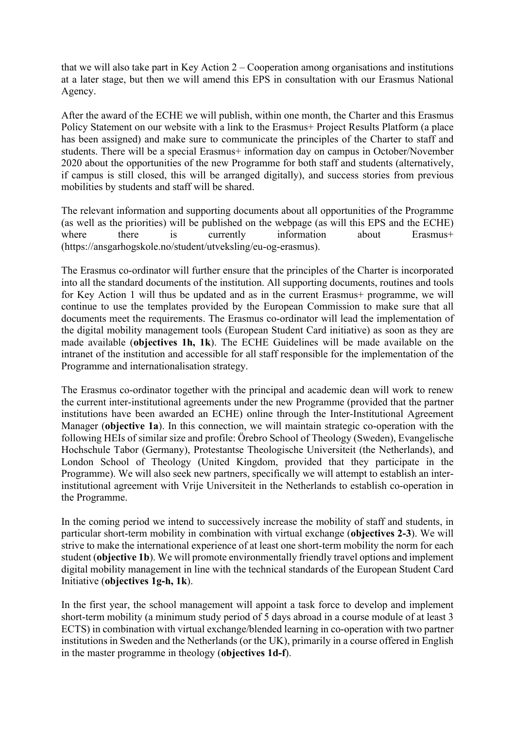that we will also take part in Key Action 2 – Cooperation among organisations and institutions at a later stage, but then we will amend this EPS in consultation with our Erasmus National Agency.

After the award of the ECHE we will publish, within one month, the Charter and this Erasmus Policy Statement on our website with a link to the Erasmus+ Project Results Platform (a place has been assigned) and make sure to communicate the principles of the Charter to staff and students. There will be a special Erasmus+ information day on campus in October/November 2020 about the opportunities of the new Programme for both staff and students (alternatively, if campus is still closed, this will be arranged digitally), and success stories from previous mobilities by students and staff will be shared.

The relevant information and supporting documents about all opportunities of the Programme (as well as the priorities) will be published on the webpage (as will this EPS and the ECHE) where there is currently information about Erasmus+ (https://ansgarhogskole.no/student/utveksling/eu-og-erasmus).

The Erasmus co-ordinator will further ensure that the principles of the Charter is incorporated into all the standard documents of the institution. All supporting documents, routines and tools for Key Action 1 will thus be updated and as in the current Erasmus+ programme, we will continue to use the templates provided by the European Commission to make sure that all documents meet the requirements. The Erasmus co-ordinator will lead the implementation of the digital mobility management tools (European Student Card initiative) as soon as they are made available (**objectives 1h, 1k**). The ECHE Guidelines will be made available on the intranet of the institution and accessible for all staff responsible for the implementation of the Programme and internationalisation strategy.

The Erasmus co-ordinator together with the principal and academic dean will work to renew the current inter-institutional agreements under the new Programme (provided that the partner institutions have been awarded an ECHE) online through the Inter-Institutional Agreement Manager (**objective 1a**). In this connection, we will maintain strategic co-operation with the following HEIs of similar size and profile: Örebro School of Theology (Sweden), Evangelische Hochschule Tabor (Germany), Protestantse Theologische Universiteit (the Netherlands), and London School of Theology (United Kingdom, provided that they participate in the Programme). We will also seek new partners, specifically we will attempt to establish an inter-institutional agreement with Vrije Universiteit in the Netherlands to establish co-operation in the Programme.

In the coming period we intend to successively increase the mobility of staff and students, in particular short-term mobility in combination with virtual exchange (**objectives 2-3**). We will strive to make the international experience of at least one short-term mobility the norm for each student (**objective 1b**). We will promote environmentally friendly travel options and implement digital mobility management in line with the technical standards of the European Student Card Initiative (**objectives 1g-h, 1k**).

In the first year, the school management will appoint a task force to develop and implement short-term mobility (a minimum study period of 5 days abroad in a course module of at least 3 ECTS) in combination with virtual exchange/blended learning in co-operation with two partner institutions in Sweden and the Netherlands (or the UK), primarily in a course offered in English in the master programme in theology (**objectives 1d-f**).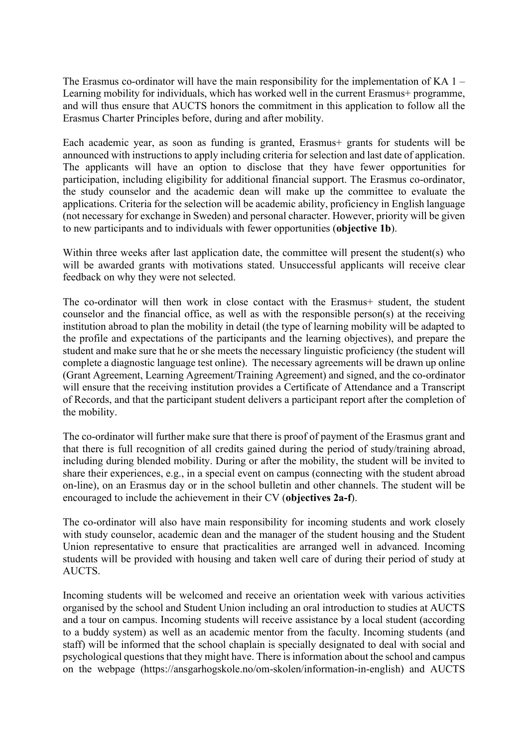The Erasmus co-ordinator will have the main responsibility for the implementation of KA 1 – Learning mobility for individuals, which has worked well in the current Erasmus+ programme, and will thus ensure that AUCTS honors the commitment in this application to follow all the Erasmus Charter Principles before, during and after mobility.

Each academic year, as soon as funding is granted, Erasmus+ grants for students will be announced with instructions to apply including criteria for selection and last date of application. The applicants will have an option to disclose that they have fewer opportunities for participation, including eligibility for additional financial support. The Erasmus co-ordinator, the study counselor and the academic dean will make up the committee to evaluate the applications. Criteria for the selection will be academic ability, proficiency in English language (not necessary for exchange in Sweden) and personal character. However, priority will be given to new participants and to individuals with fewer opportunities (**objective 1b**).

Within three weeks after last application date, the committee will present the student(s) who will be awarded grants with motivations stated. Unsuccessful applicants will receive clear feedback on why they were not selected.

The co-ordinator will then work in close contact with the Erasmus+ student, the student counselor and the financial office, as well as with the responsible person(s) at the receiving institution abroad to plan the mobility in detail (the type of learning mobility will be adapted to the profile and expectations of the participants and the learning objectives), and prepare the student and make sure that he or she meets the necessary linguistic proficiency (the student will complete a diagnostic language test online). The necessary agreements will be drawn up online (Grant Agreement, Learning Agreement/Training Agreement) and signed, and the co-ordinator will ensure that the receiving institution provides a Certificate of Attendance and a Transcript of Records, and that the participant student delivers a participant report after the completion of the mobility.

The co-ordinator will further make sure that there is proof of payment of the Erasmus grant and that there is full recognition of all credits gained during the period of study/training abroad, including during blended mobility. During or after the mobility, the student will be invited to share their experiences, e.g., in a special event on campus (connecting with the student abroad on-line), on an Erasmus day or in the school bulletin and other channels. The student will be encouraged to include the achievement in their CV (**objectives 2a-f**).

The co-ordinator will also have main responsibility for incoming students and work closely with study counselor, academic dean and the manager of the student housing and the Student Union representative to ensure that practicalities are arranged well in advanced. Incoming students will be provided with housing and taken well care of during their period of study at AUCTS.

Incoming students will be welcomed and receive an orientation week with various activities organised by the school and Student Union including an oral introduction to studies at AUCTS and a tour on campus. Incoming students will receive assistance by a local student (according to a buddy system) as well as an academic mentor from the faculty. Incoming students (and staff) will be informed that the school chaplain is specially designated to deal with social and psychological questions that they might have. There is information about the school and campus on the webpage (https://ansgarhogskole.no/om-skolen/information-in-english) and AUCTS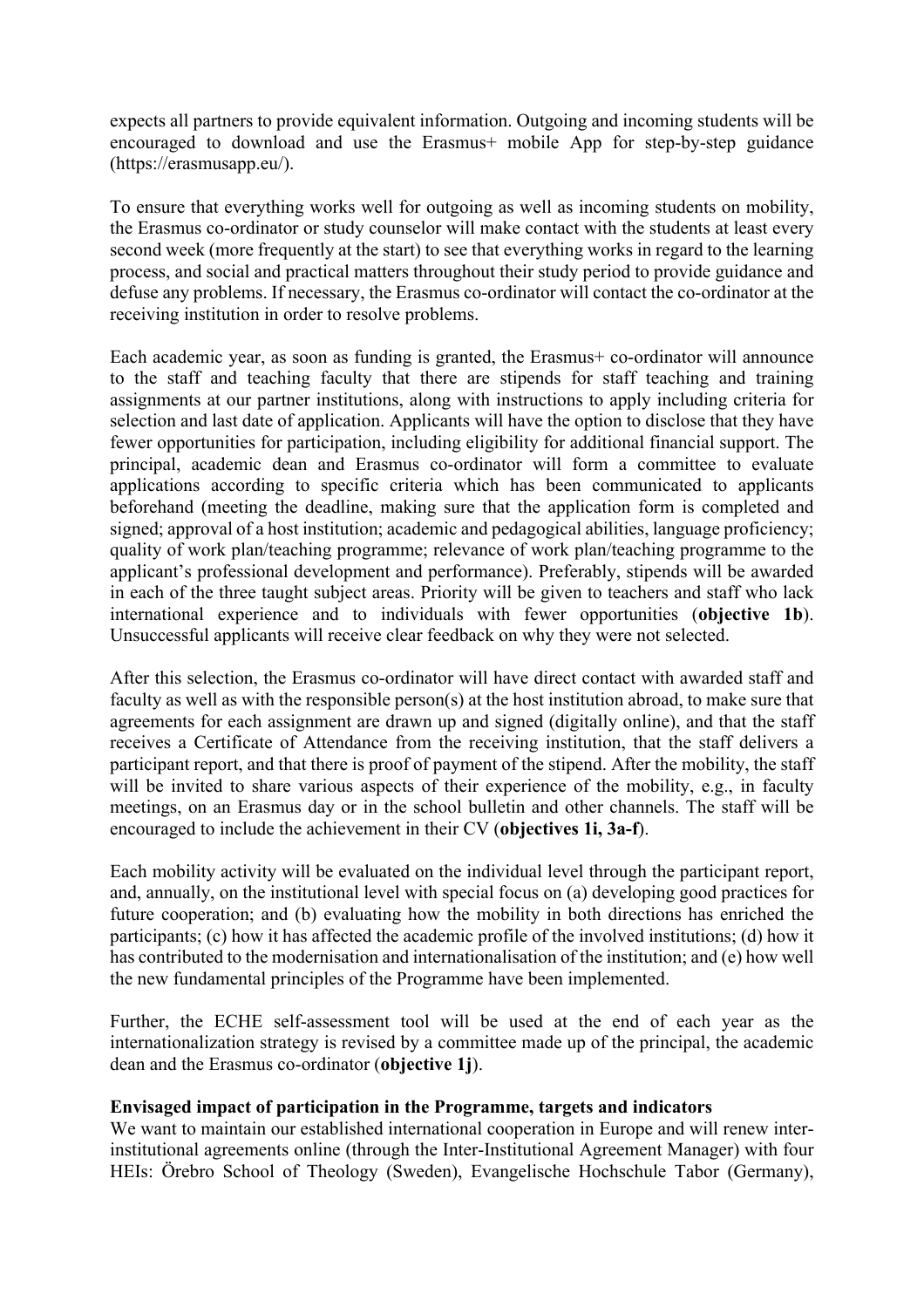expects all partners to provide equivalent information. Outgoing and incoming students will be encouraged to download and use the Erasmus+ mobile App for step-by-step guidance (https://erasmusapp.eu/).

To ensure that everything works well for outgoing as well as incoming students on mobility, the Erasmus co-ordinator or study counselor will make contact with the students at least every second week (more frequently at the start) to see that everything works in regard to the learning process, and social and practical matters throughout their study period to provide guidance and defuse any problems. If necessary, the Erasmus co-ordinator will contact the co-ordinator at the receiving institution in order to resolve problems.

Each academic year, as soon as funding is granted, the Erasmus+ co-ordinator will announce to the staff and teaching faculty that there are stipends for staff teaching and training assignments at our partner institutions, along with instructions to apply including criteria for selection and last date of application. Applicants will have the option to disclose that they have fewer opportunities for participation, including eligibility for additional financial support. The principal, academic dean and Erasmus co-ordinator will form a committee to evaluate applications according to specific criteria which has been communicated to applicants beforehand (meeting the deadline, making sure that the application form is completed and signed; approval of a host institution; academic and pedagogical abilities, language proficiency; quality of work plan/teaching programme; relevance of work plan/teaching programme to the applicant's professional development and performance). Preferably, stipends will be awarded in each of the three taught subject areas. Priority will be given to teachers and staff who lack international experience and to individuals with fewer opportunities (**objective 1b**). Unsuccessful applicants will receive clear feedback on why they were not selected.

After this selection, the Erasmus co-ordinator will have direct contact with awarded staff and faculty as well as with the responsible person(s) at the host institution abroad, to make sure that agreements for each assignment are drawn up and signed (digitally online), and that the staff receives a Certificate of Attendance from the receiving institution, that the staff delivers a participant report, and that there is proof of payment of the stipend. After the mobility, the staff will be invited to share various aspects of their experience of the mobility, e.g., in faculty meetings, on an Erasmus day or in the school bulletin and other channels. The staff will be encouraged to include the achievement in their CV (**objectives 1i, 3a-f**).

Each mobility activity will be evaluated on the individual level through the participant report, and, annually, on the institutional level with special focus on (a) developing good practices for future cooperation; and (b) evaluating how the mobility in both directions has enriched the participants; (c) how it has affected the academic profile of the involved institutions; (d) how it has contributed to the modernisation and internationalisation of the institution; and (e) how well the new fundamental principles of the Programme have been implemented.

Further, the ECHE self-assessment tool will be used at the end of each year as the internationalization strategy is revised by a committee made up of the principal, the academic dean and the Erasmus co-ordinator (**objective 1j**).

**Envisaged impact of participation in the Programme, targets and indicators**

We want to maintain our established international cooperation in Europe and will renew inter-institutional agreements online (through the Inter-Institutional Agreement Manager) with four HEIs: Örebro School of Theology (Sweden), Evangelische Hochschule Tabor (Germany),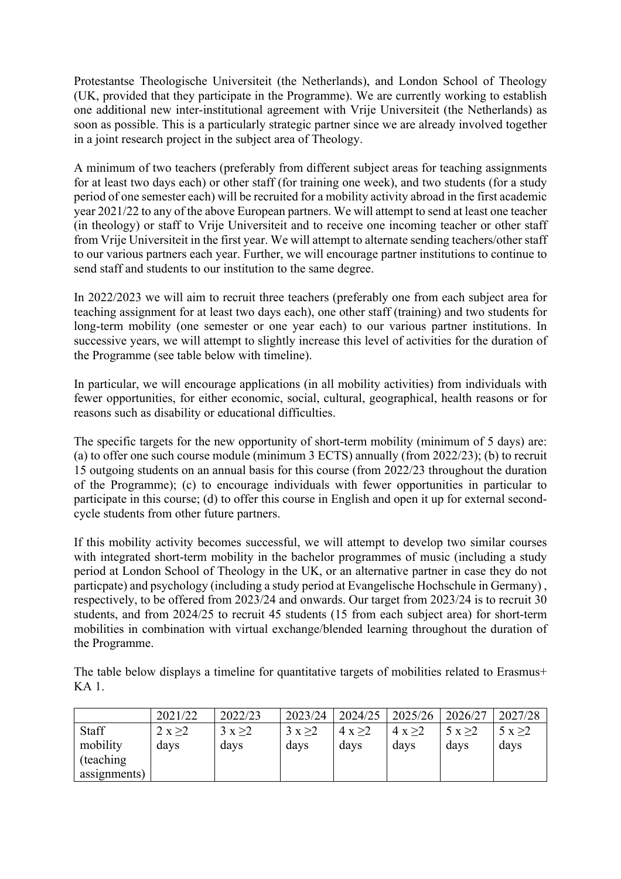Protestantse Theologische Universiteit (the Netherlands), and London School of Theology (UK, provided that they participate in the Programme). We are currently working to establish one additional new inter-institutional agreement with Vrije Universiteit (the Netherlands) as soon as possible. This is a particularly strategic partner since we are already involved together in a joint research project in the subject area of Theology.

A minimum of two teachers (preferably from different subject areas for teaching assignments for at least two days each) or other staff (for training one week), and two students (for a study period of one semester each) will be recruited for a mobility activity abroad in the first academic year 2021/22 to any of the above European partners. We will attempt to send at least one teacher (in theology) or staff to Vrije Universiteit and to receive one incoming teacher or other staff from Vrije Universiteit in the first year. We will attempt to alternate sending teachers/other staff to our various partners each year. Further, we will encourage partner institutions to continue to send staff and students to our institution to the same degree.

In 2022/2023 we will aim to recruit three teachers (preferably one from each subject area for teaching assignment for at least two days each), one other staff (training) and two students for long-term mobility (one semester or one year each) to our various partner institutions. In successive years, we will attempt to slightly increase this level of activities for the duration of the Programme (see table below with timeline).

In particular, we will encourage applications (in all mobility activities) from individuals with fewer opportunities, for either economic, social, cultural, geographical, health reasons or for reasons such as disability or educational difficulties.

The specific targets for the new opportunity of short-term mobility (minimum of 5 days) are: (a) to offer one such course module (minimum 3 ECTS) annually (from 2022/23); (b) to recruit 15 outgoing students on an annual basis for this course (from 2022/23 throughout the duration of the Programme); (c) to encourage individuals with fewer opportunities in particular to participate in this course; (d) to offer this course in English and open it up for external second-cycle students from other future partners.

If this mobility activity becomes successful, we will attempt to develop two similar courses with integrated short-term mobility in the bachelor programmes of music (including a study period at London School of Theology in the UK, or an alternative partner in case they do not particpate) and psychology (including a study period at Evangelische Hochschule in Germany) , respectively, to be offered from 2023/24 and onwards. Our target from 2023/24 is to recruit 30 students, and from 2024/25 to recruit 45 students (15 from each subject area) for short-term mobilities in combination with virtual exchange/blended learning throughout the duration of the Programme.

The table below displays a timeline for quantitative targets of mobilities related to Erasmus+ KA 1.

| | 2021/22 | 2022/23 | 2023/24 | 2024/25 | 2025/26 | 2026/27 | 2027/28 |
|---|---|---|---|---|---|---|---|
| Staff mobility (teaching assignments) | 2 x ≥2 days | 3 x ≥2 days | 3 x ≥2 days | 4 x ≥2 days | 4 x ≥2 days | 5 x ≥2 days | 5 x ≥2 days |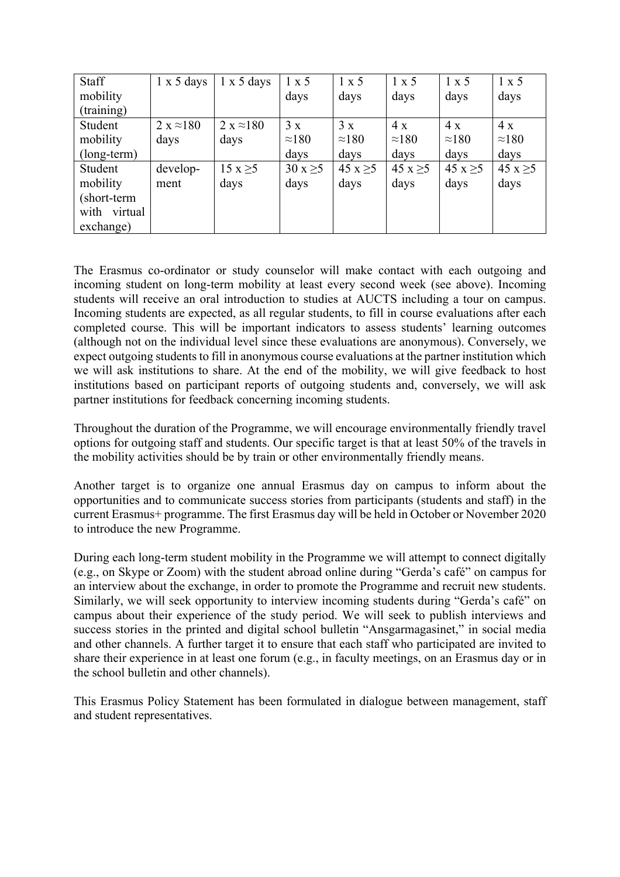| | | | | | | | |
|---|---|---|---|---|---|---|---|
| Staff mobility (training) | 1 x 5 days | 1 x 5 days | 1 x 5 days | 1 x 5 days | 1 x 5 days | 1 x 5 days | 1 x 5 days |
| Student mobility (long-term) | 2 x ≈180 days | 2 x ≈180 days | 3 x ≈180 days | 3 x ≈180 days | 4 x ≈180 days | 4 x ≈180 days | 4 x ≈180 days |
| Student mobility (short-term with virtual exchange) | develop-ment | 15 x ≥5 days | 30 x ≥5 days | 45 x ≥5 days | 45 x ≥5 days | 45 x ≥5 days | 45 x ≥5 days |

The Erasmus co-ordinator or study counselor will make contact with each outgoing and incoming student on long-term mobility at least every second week (see above). Incoming students will receive an oral introduction to studies at AUCTS including a tour on campus. Incoming students are expected, as all regular students, to fill in course evaluations after each completed course. This will be important indicators to assess students' learning outcomes (although not on the individual level since these evaluations are anonymous). Conversely, we expect outgoing students to fill in anonymous course evaluations at the partner institution which we will ask institutions to share. At the end of the mobility, we will give feedback to host institutions based on participant reports of outgoing students and, conversely, we will ask partner institutions for feedback concerning incoming students.

Throughout the duration of the Programme, we will encourage environmentally friendly travel options for outgoing staff and students. Our specific target is that at least 50% of the travels in the mobility activities should be by train or other environmentally friendly means.

Another target is to organize one annual Erasmus day on campus to inform about the opportunities and to communicate success stories from participants (students and staff) in the current Erasmus+ programme. The first Erasmus day will be held in October or November 2020 to introduce the new Programme.

During each long-term student mobility in the Programme we will attempt to connect digitally (e.g., on Skype or Zoom) with the student abroad online during "Gerda's café" on campus for an interview about the exchange, in order to promote the Programme and recruit new students. Similarly, we will seek opportunity to interview incoming students during "Gerda's café" on campus about their experience of the study period. We will seek to publish interviews and success stories in the printed and digital school bulletin "Ansgarmagasinet," in social media and other channels. A further target it to ensure that each staff who participated are invited to share their experience in at least one forum (e.g., in faculty meetings, on an Erasmus day or in the school bulletin and other channels).

This Erasmus Policy Statement has been formulated in dialogue between management, staff and student representatives.